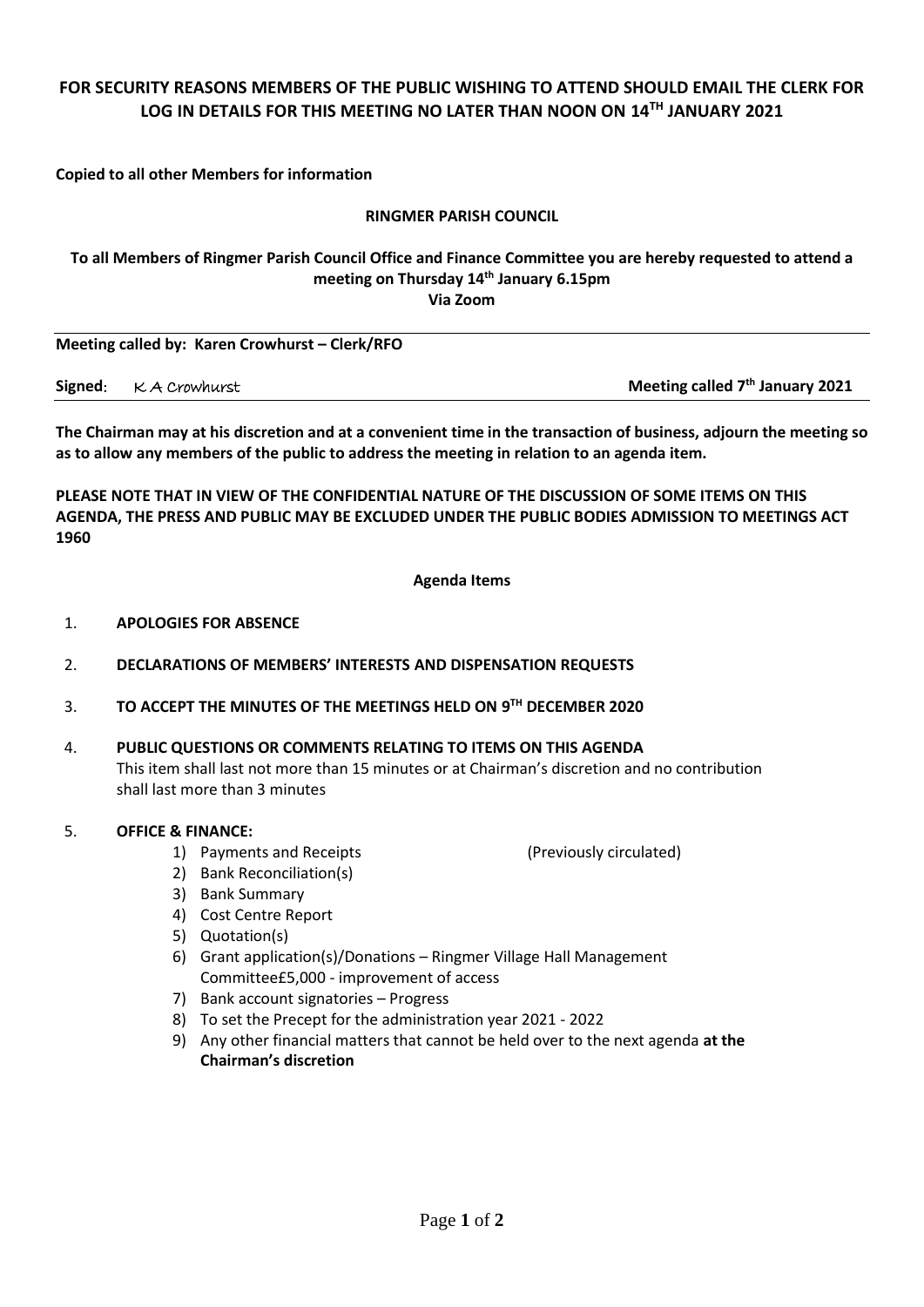**FOR SECURITY REASONS MEMBERS OF THE PUBLIC WISHING TO ATTEND SHOULD EMAIL THE CLERK FOR LOG IN DETAILS FOR THIS MEETING NO LATER THAN NOON ON 14TH JANUARY 2021**

**Copied to all other Members for information**

**RINGMER PARISH COUNCIL**

**To all Members of Ringmer Parish Council Office and Finance Committee you are hereby requested to attend a meeting on Thursday 14th January 6.15pm**
**Via Zoom**

**Meeting called by: Karen Crowhurst – Clerk/RFO**

**Signed**: K A Crowhurst **Meeting called 7th January 2021**

**The Chairman may at his discretion and at a convenient time in the transaction of business, adjourn the meeting so as to allow any members of the public to address the meeting in relation to an agenda item.**

**PLEASE NOTE THAT IN VIEW OF THE CONFIDENTIAL NATURE OF THE DISCUSSION OF SOME ITEMS ON THIS AGENDA, THE PRESS AND PUBLIC MAY BE EXCLUDED UNDER THE PUBLIC BODIES ADMISSION TO MEETINGS ACT 1960**

**Agenda Items**

1. **APOLOGIES FOR ABSENCE**
2. **DECLARATIONS OF MEMBERS' INTERESTS AND DISPENSATION REQUESTS**
3. **TO ACCEPT THE MINUTES OF THE MEETINGS HELD ON 9TH DECEMBER 2020**
4. **PUBLIC QUESTIONS OR COMMENTS RELATING TO ITEMS ON THIS AGENDA**
   This item shall last not more than 15 minutes or at Chairman's discretion and no contribution shall last more than 3 minutes
5. **OFFICE & FINANCE:**
   1) Payments and Receipts (Previously circulated)
   2) Bank Reconciliation(s)
   3) Bank Summary
   4) Cost Centre Report
   5) Quotation(s)
   6) Grant application(s)/Donations – Ringmer Village Hall Management Committee£5,000 - improvement of access
   7) Bank account signatories – Progress
   8) To set the Precept for the administration year 2021 - 2022
   9) Any other financial matters that cannot be held over to the next agenda **at the Chairman's discretion**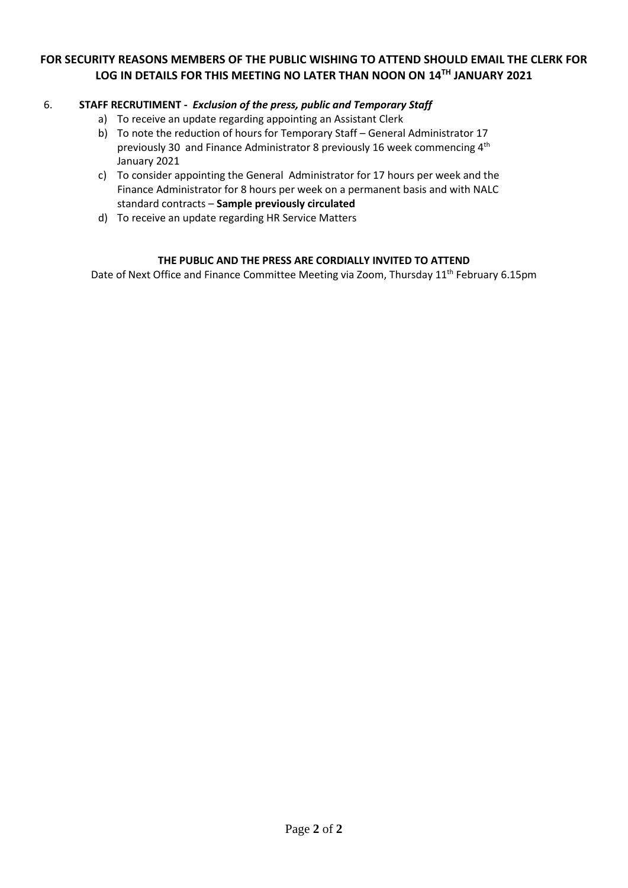**FOR SECURITY REASONS MEMBERS OF THE PUBLIC WISHING TO ATTEND SHOULD EMAIL THE CLERK FOR LOG IN DETAILS FOR THIS MEETING NO LATER THAN NOON ON 14TH JANUARY 2021**

6. **STAFF RECRUTIMENT -** ***Exclusion of the press, public and Temporary Staff***
   a) To receive an update regarding appointing an Assistant Clerk
   b) To note the reduction of hours for Temporary Staff – General Administrator 17 previously 30 and Finance Administrator 8 previously 16 week commencing 4th January 2021
   c) To consider appointing the General Administrator for 17 hours per week and the Finance Administrator for 8 hours per week on a permanent basis and with NALC standard contracts – **Sample previously circulated**
   d) To receive an update regarding HR Service Matters

**THE PUBLIC AND THE PRESS ARE CORDIALLY INVITED TO ATTEND**

Date of Next Office and Finance Committee Meeting via Zoom, Thursday 11th February 6.15pm